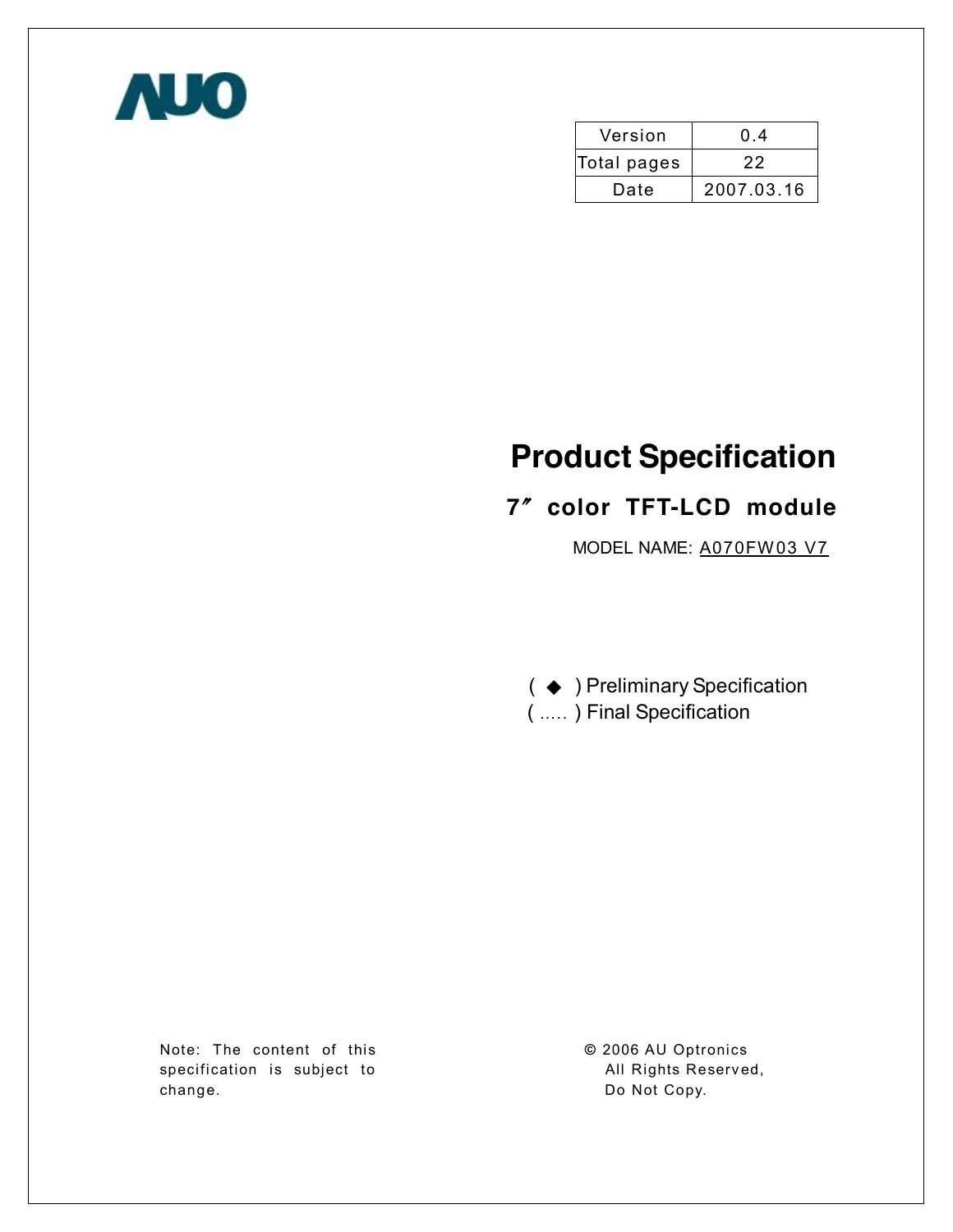AUO

| Version | 0.4 |
| --- | --- |
| Total pages | 22 |
| Date | 2007.03.16 |

# Product Specification

## 7″ color TFT-LCD module

MODEL NAME: A070FW03 V7

( ◆ ) Preliminary Specification
( ..... ) Final Specification

Note: The content of this specification is subject to change.

© 2006 AU Optronics
All Rights Reserved,
Do Not Copy.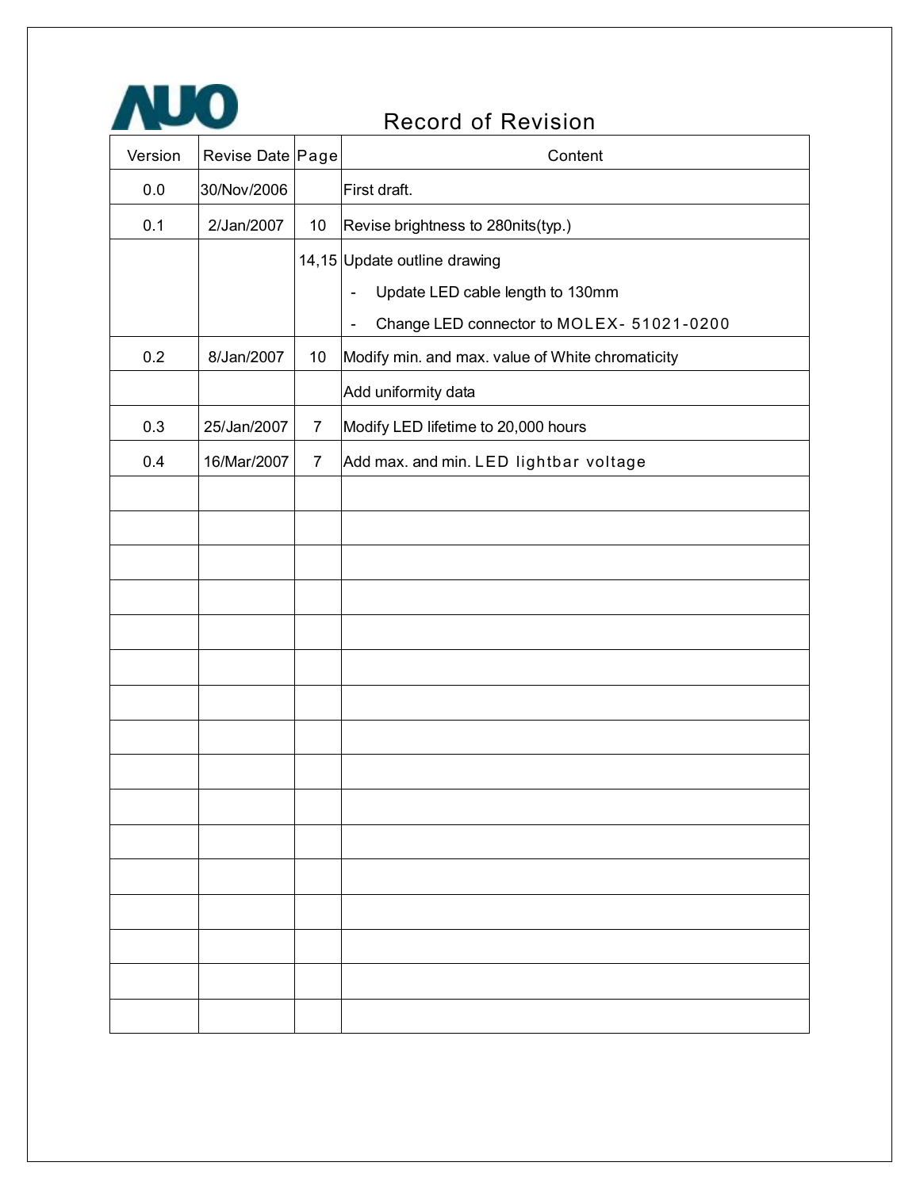# Record of Revision

| Version | Revise Date | Page | Content |
| --- | --- | --- | --- |
| 0.0 | 30/Nov/2006 | | First draft. |
| 0.1 | 2/Jan/2007 | 10 | Revise brightness to 280nits(typ.) |
| | | 14,15 | Update outline drawing<br>- Update LED cable length to 130mm<br>- Change LED connector to MOLEX- 51021-0200 |
| 0.2 | 8/Jan/2007 | 10 | Modify min. and max. value of White chromaticity |
| | | | Add uniformity data |
| 0.3 | 25/Jan/2007 | 7 | Modify LED lifetime to 20,000 hours |
| 0.4 | 16/Mar/2007 | 7 | Add max. and min. LED lightbar voltage |
| | | | |
| | | | |
| | | | |
| | | | |
| | | | |
| | | | |
| | | | |
| | | | |
| | | | |
| | | | |
| | | | |
| | | | |
| | | | |
| | | | |
| | | | |
| | | | |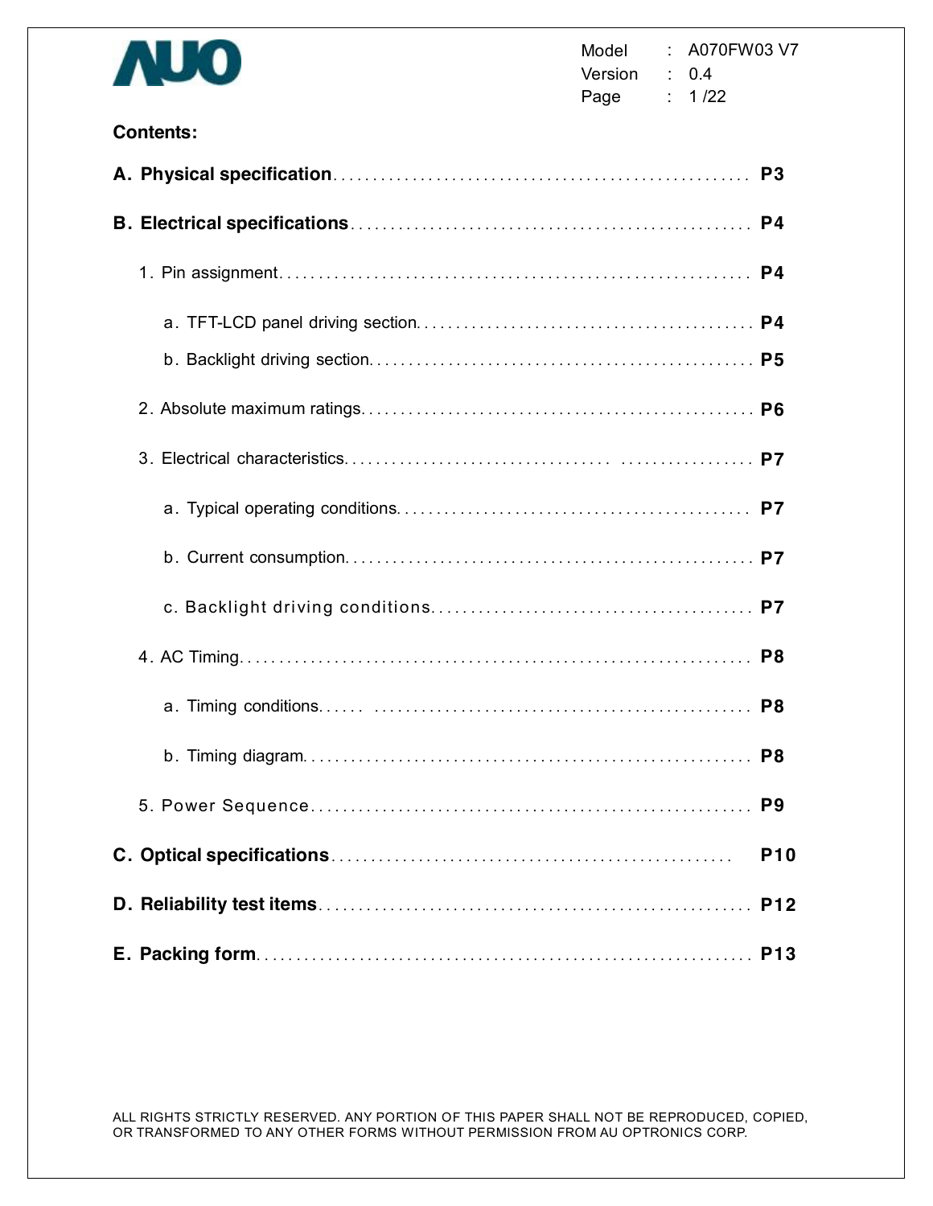**Contents:**

**A. Physical specification** .................................................... **P3**

**B. Electrical specifications** .................................................. **P4**

1. Pin assignment ........................................................... **P4**
   - a. TFT-LCD panel driving section .......................................... **P4**
   - b. Backlight driving section ................................................ **P5**
2. Absolute maximum ratings ................................................. **P6**
3. Electrical characteristics ................................................... **P7**
   - a. Typical operating conditions ............................................ **P7**
   - b. Current consumption .................................................... **P7**
   - c. Backlight driving conditions ............................................ **P7**
4. AC Timing ............................................................... **P8**
   - a. Timing conditions ...................................................... **P8**
   - b. Timing diagram ......................................................... **P8**
5. Power Sequence ........................................................... **P9**

**C. Optical specifications** .................................................. **P10**

**D. Reliability test items** .................................................. **P12**

**E. Packing form** ............................................................ **P13**

ALL RIGHTS STRICTLY RESERVED. ANY PORTION OF THIS PAPER SHALL NOT BE REPRODUCED, COPIED, OR TRANSFORMED TO ANY OTHER FORMS WITHOUT PERMISSION FROM AU OPTRONICS CORP.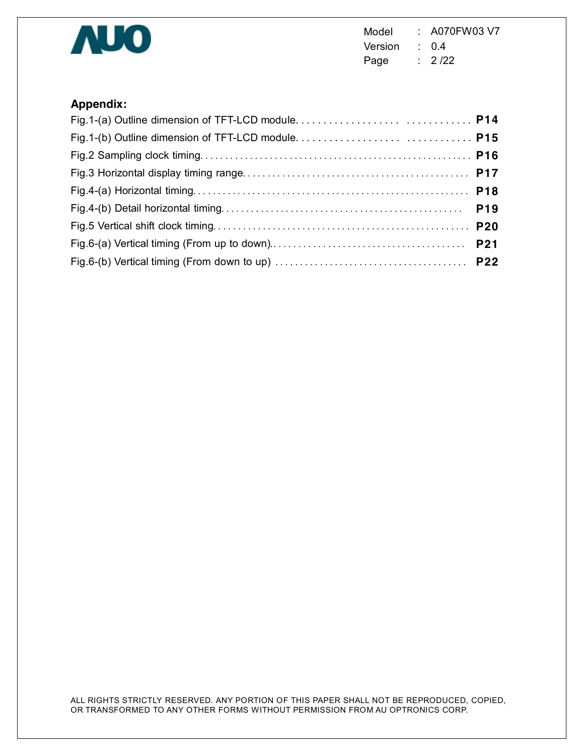**Appendix:**

Fig.1-(a) Outline dimension of TFT-LCD module. . . . . . . . . . . . . . . . . . . . . . . . . . . . . . **P14**

Fig.1-(b) Outline dimension of TFT-LCD module. . . . . . . . . . . . . . . . . . . . . . . . . . . . . . **P15**

Fig.2 Sampling clock timing. . . . . . . . . . . . . . . . . . . . . . . . . . . . . . . . . . . . . . . . . . . . . . . . **P16**

Fig.3 Horizontal display timing range. . . . . . . . . . . . . . . . . . . . . . . . . . . . . . . . . . . . . . . . **P17**

Fig.4-(a) Horizontal timing. . . . . . . . . . . . . . . . . . . . . . . . . . . . . . . . . . . . . . . . . . . . . . . . **P18**

Fig.4-(b) Detail horizontal timing. . . . . . . . . . . . . . . . . . . . . . . . . . . . . . . . . . . . . . . . . . . . **P19**

Fig.5 Vertical shift clock timing. . . . . . . . . . . . . . . . . . . . . . . . . . . . . . . . . . . . . . . . . . . . . **P20**

Fig.6-(a) Vertical timing (From up to down). . . . . . . . . . . . . . . . . . . . . . . . . . . . . . . . . . . . **P21**

Fig.6-(b) Vertical timing (From down to up) . . . . . . . . . . . . . . . . . . . . . . . . . . . . . . . . . . . **P22**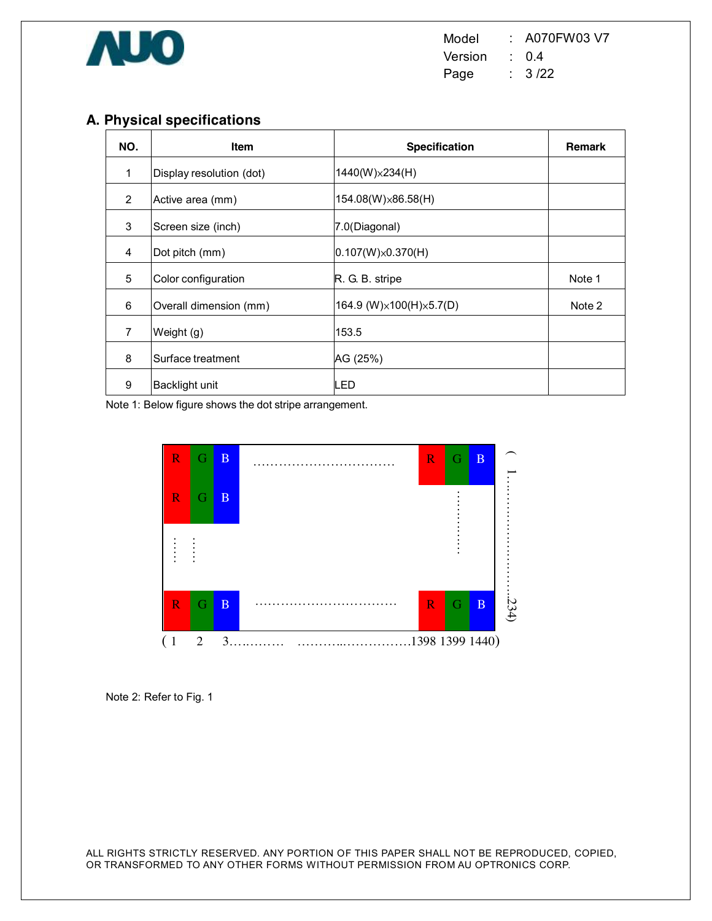## A. Physical specifications

| NO. | Item | Specification | Remark |
|---|---|---|---|
| 1 | Display resolution (dot) | 1440(W)×234(H) | |
| 2 | Active area (mm) | 154.08(W)×86.58(H) | |
| 3 | Screen size (inch) | 7.0(Diagonal) | |
| 4 | Dot pitch (mm) | 0.107(W)×0.370(H) | |
| 5 | Color configuration | R. G. B. stripe | Note 1 |
| 6 | Overall dimension (mm) | 164.9 (W)×100(H)×5.7(D) | Note 2 |
| 7 | Weight (g) | 153.5 | |
| 8 | Surface treatment | AG (25%) | |
| 9 | Backlight unit | LED | |

Note 1: Below figure shows the dot stripe arrangement.

```
R G B .............................. R G B   (1
R G B                                    :     :
:  :                                     :     :
R G B .............................. R G B   234)
(1 2 3..........  .................1398 1399 1440)
```

Note 2: Refer to Fig. 1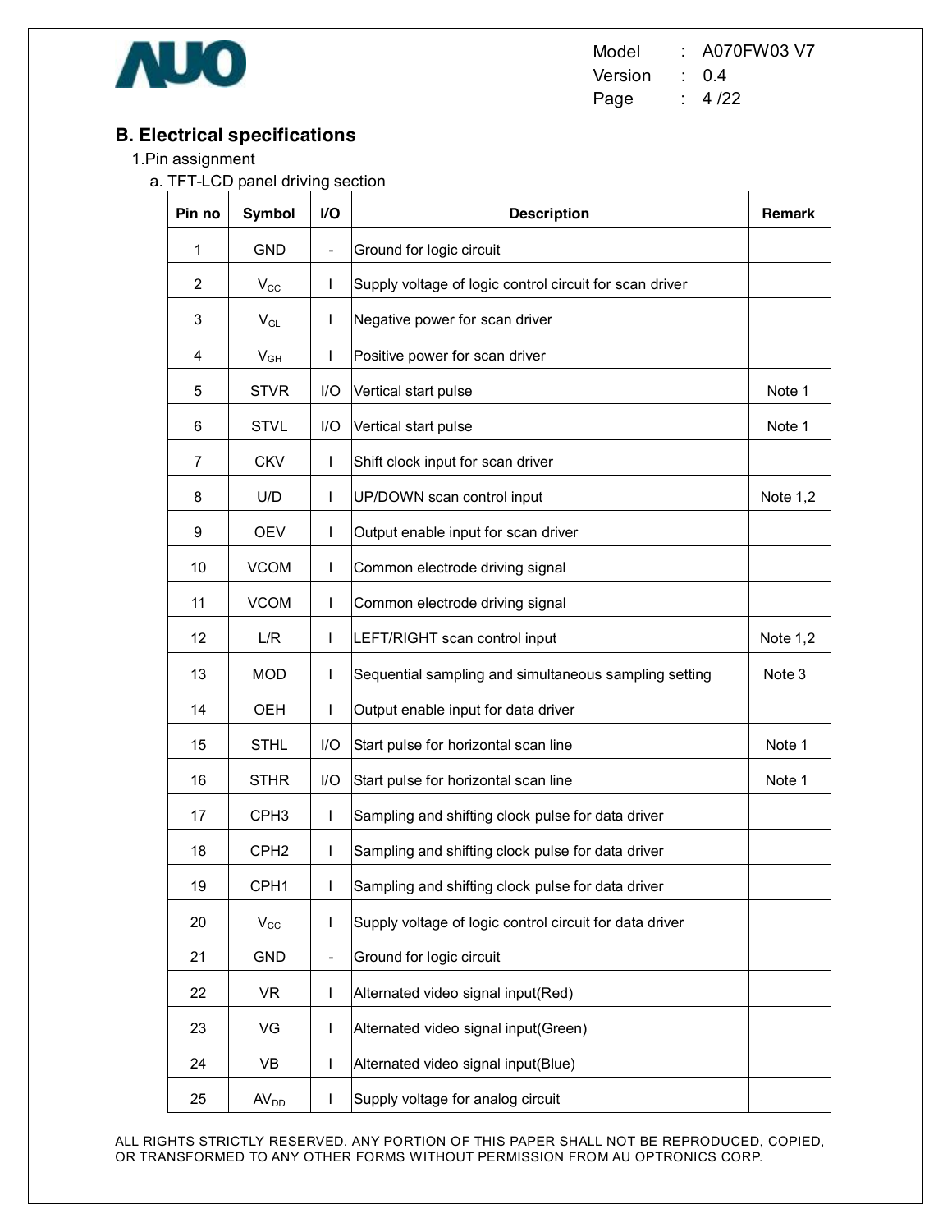## B. Electrical specifications

1.Pin assignment

a. TFT-LCD panel driving section

| Pin no | Symbol | I/O | Description | Remark |
|---|---|---|---|---|
| 1 | GND | - | Ground for logic circuit | |
| 2 | $V_{CC}$ | I | Supply voltage of logic control circuit for scan driver | |
| 3 | $V_{GL}$ | I | Negative power for scan driver | |
| 4 | $V_{GH}$ | I | Positive power for scan driver | |
| 5 | STVR | I/O | Vertical start pulse | Note 1 |
| 6 | STVL | I/O | Vertical start pulse | Note 1 |
| 7 | CKV | I | Shift clock input for scan driver | |
| 8 | U/D | I | UP/DOWN scan control input | Note 1,2 |
| 9 | OEV | I | Output enable input for scan driver | |
| 10 | VCOM | I | Common electrode driving signal | |
| 11 | VCOM | I | Common electrode driving signal | |
| 12 | L/R | I | LEFT/RIGHT scan control input | Note 1,2 |
| 13 | MOD | I | Sequential sampling and simultaneous sampling setting | Note 3 |
| 14 | OEH | I | Output enable input for data driver | |
| 15 | STHL | I/O | Start pulse for horizontal scan line | Note 1 |
| 16 | STHR | I/O | Start pulse for horizontal scan line | Note 1 |
| 17 | CPH3 | I | Sampling and shifting clock pulse for data driver | |
| 18 | CPH2 | I | Sampling and shifting clock pulse for data driver | |
| 19 | CPH1 | I | Sampling and shifting clock pulse for data driver | |
| 20 | $V_{CC}$ | I | Supply voltage of logic control circuit for data driver | |
| 21 | GND | - | Ground for logic circuit | |
| 22 | VR | I | Alternated video signal input(Red) | |
| 23 | VG | I | Alternated video signal input(Green) | |
| 24 | VB | I | Alternated video signal input(Blue) | |
| 25 | $AV_{DD}$ | I | Supply voltage for analog circuit | |

ALL RIGHTS STRICTLY RESERVED. ANY PORTION OF THIS PAPER SHALL NOT BE REPRODUCED, COPIED, OR TRANSFORMED TO ANY OTHER FORMS WITHOUT PERMISSION FROM AU OPTRONICS CORP.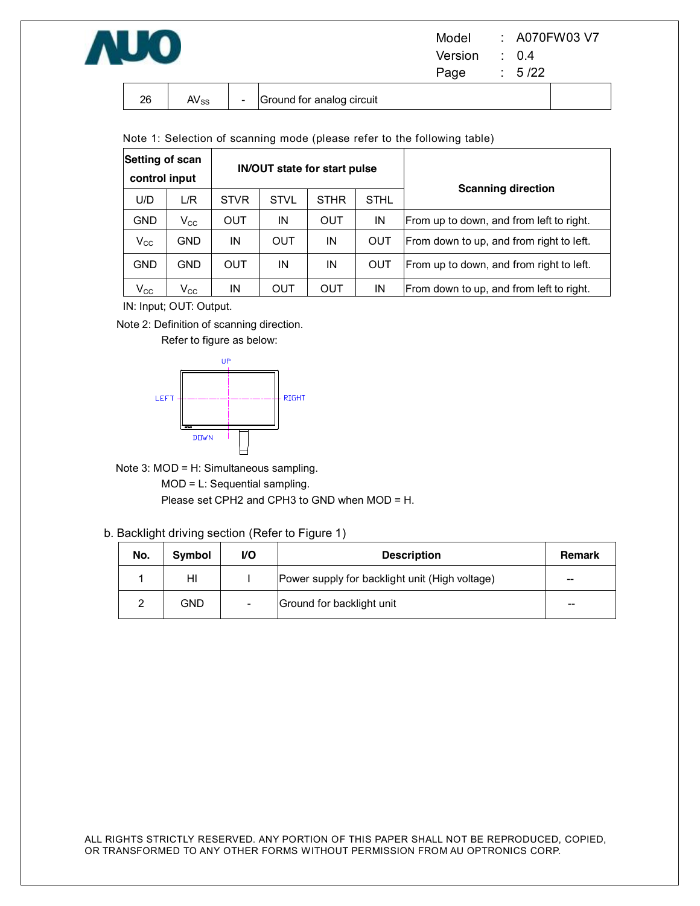| 26 | $AV_{SS}$ | - | Ground for analog circuit | |
|---|---|---|---|---|

Note 1: Selection of scanning mode (please refer to the following table)

| Setting of scan control input | | IN/OUT state for start pulse | | | | Scanning direction |
|---|---|---|---|---|---|---|
| U/D | L/R | STVR | STVL | STHR | STHL | |
| GND | $V_{CC}$ | OUT | IN | OUT | IN | From up to down, and from left to right. |
| $V_{CC}$ | GND | IN | OUT | IN | OUT | From down to up, and from right to left. |
| GND | GND | OUT | IN | IN | OUT | From up to down, and from right to left. |
| $V_{CC}$ | $V_{CC}$ | IN | OUT | OUT | IN | From down to up, and from left to right. |

IN: Input; OUT: Output.

Note 2: Definition of scanning direction.

Refer to figure as below:

UP

LEFT RIGHT

DOWN

Note 3: MOD = H: Simultaneous sampling.

MOD = L: Sequential sampling.

Please set CPH2 and CPH3 to GND when MOD = H.

b. Backlight driving section (Refer to Figure 1)

| No. | Symbol | I/O | Description | Remark |
|---|---|---|---|---|
| 1 | HI | I | Power supply for backlight unit (High voltage) | -- |
| 2 | GND | - | Ground for backlight unit | -- |

ALL RIGHTS STRICTLY RESERVED. ANY PORTION OF THIS PAPER SHALL NOT BE REPRODUCED, COPIED, OR TRANSFORMED TO ANY OTHER FORMS WITHOUT PERMISSION FROM AU OPTRONICS CORP.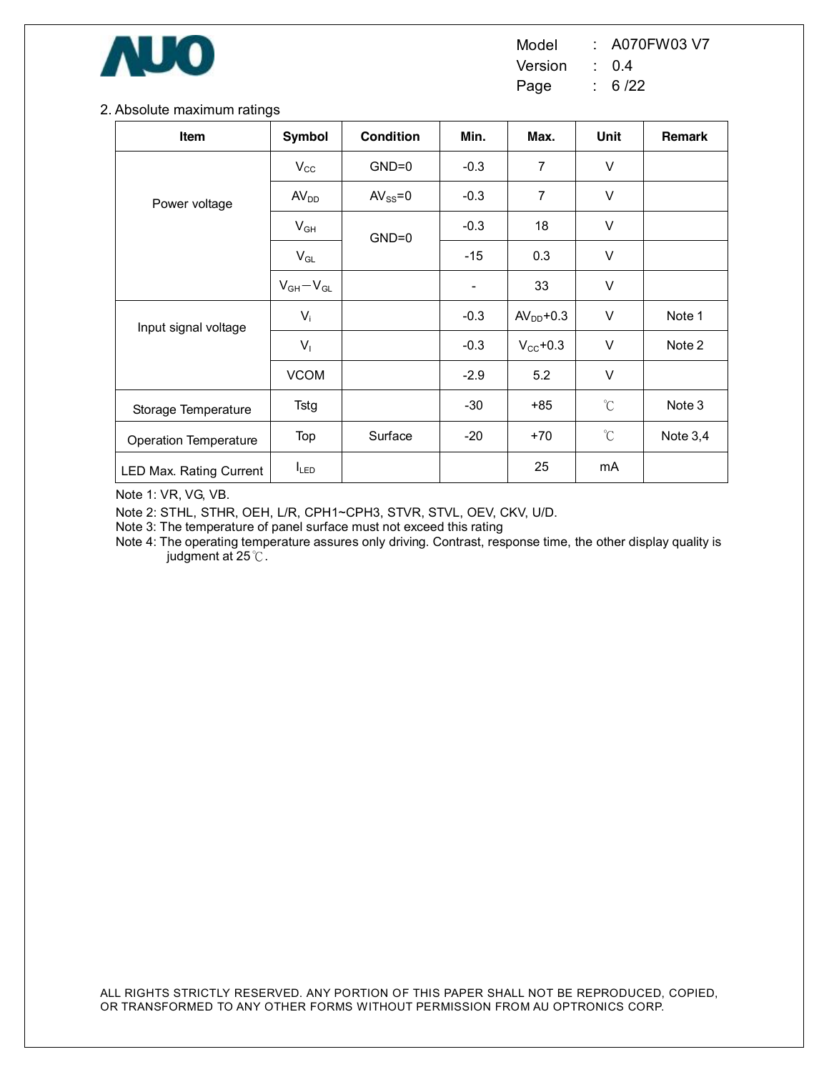## 2. Absolute maximum ratings

| Item | Symbol | Condition | Min. | Max. | Unit | Remark |
|---|---|---|---|---|---|---|
| Power voltage | $V_{CC}$ | GND=0 | -0.3 | 7 | V | |
| | $AV_{DD}$ | $AV_{SS}$=0 | -0.3 | 7 | V | |
| | $V_{GH}$ | GND=0 | -0.3 | 18 | V | |
| | $V_{GL}$ | | -15 | 0.3 | V | |
| | $V_{GH}-V_{GL}$ | | - | 33 | V | |
| Input signal voltage | $V_i$ | | -0.3 | $AV_{DD}$+0.3 | V | Note 1 |
| | $V_I$ | | -0.3 | $V_{CC}$+0.3 | V | Note 2 |
| | VCOM | | -2.9 | 5.2 | V | |
| Storage Temperature | Tstg | | -30 | +85 | ℃ | Note 3 |
| Operation Temperature | Top | Surface | -20 | +70 | ℃ | Note 3,4 |
| LED Max. Rating Current | $I_{LED}$ | | | 25 | mA | |

Note 1: VR, VG, VB.

Note 2: STHL, STHR, OEH, L/R, CPH1~CPH3, STVR, STVL, OEV, CKV, U/D.

Note 3: The temperature of panel surface must not exceed this rating

Note 4: The operating temperature assures only driving. Contrast, response time, the other display quality is judgment at 25℃.

ALL RIGHTS STRICTLY RESERVED. ANY PORTION OF THIS PAPER SHALL NOT BE REPRODUCED, COPIED, OR TRANSFORMED TO ANY OTHER FORMS WITHOUT PERMISSION FROM AU OPTRONICS CORP.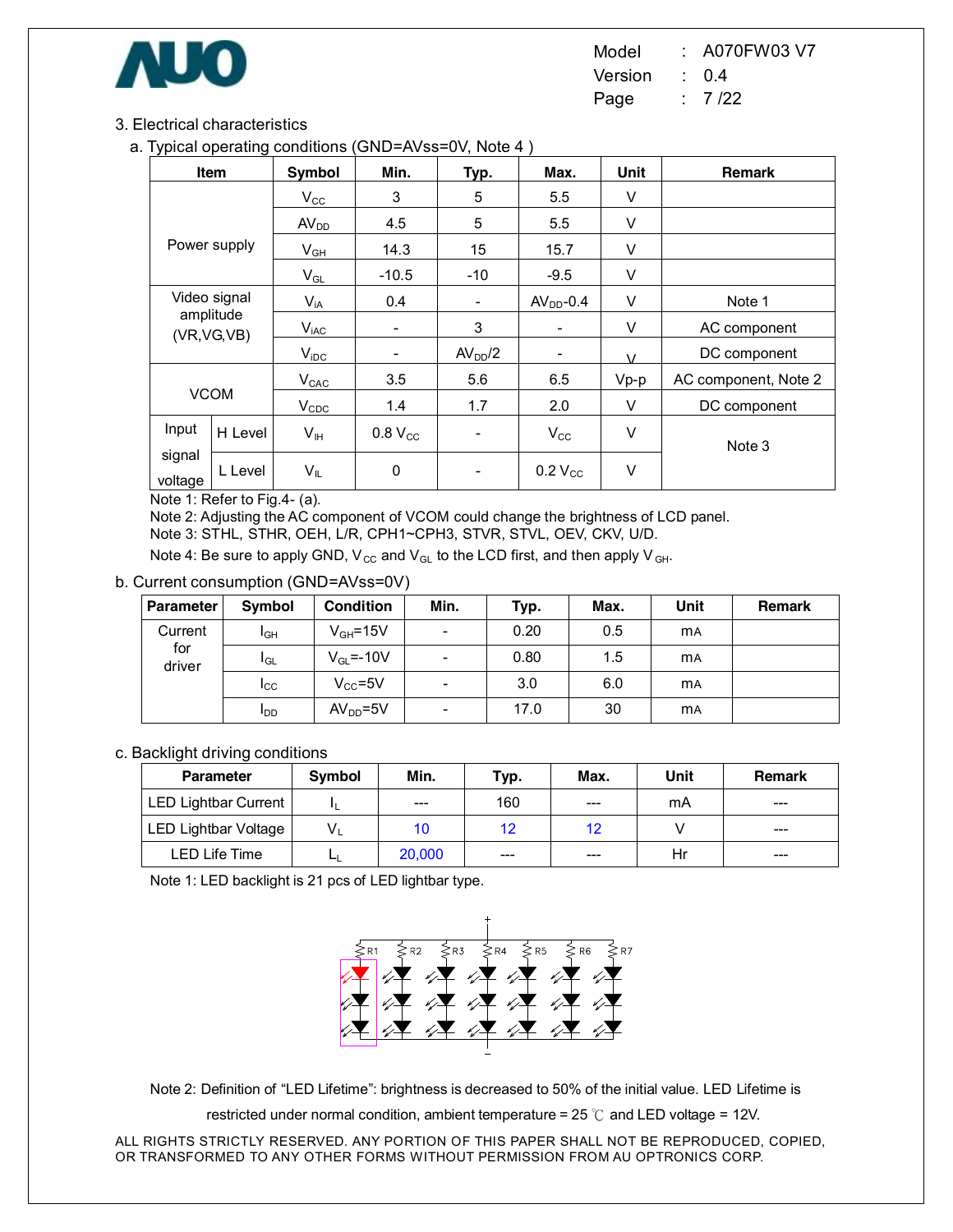## 3. Electrical characteristics

### a. Typical operating conditions (GND=AVss=0V, Note 4 )

| Item | | Symbol | Min. | Typ. | Max. | Unit | Remark |
|---|---|---|---|---|---|---|---|
| Power supply | | $V_{CC}$ | 3 | 5 | 5.5 | V | |
| | | $AV_{DD}$ | 4.5 | 5 | 5.5 | V | |
| | | $V_{GH}$ | 14.3 | 15 | 15.7 | V | |
| | | $V_{GL}$ | -10.5 | -10 | -9.5 | V | |
| Video signal amplitude (VR,VG,VB) | | $V_{iA}$ | 0.4 | - | $AV_{DD}$-0.4 | V | Note 1 |
| | | $V_{iAC}$ | - | 3 | - | V | AC component |
| | | $V_{iDC}$ | - | $AV_{DD}/2$ | - | V | DC component |
| VCOM | | $V_{CAC}$ | 3.5 | 5.6 | 6.5 | Vp-p | AC component, Note 2 |
| | | $V_{CDC}$ | 1.4 | 1.7 | 2.0 | V | DC component |
| Input signal voltage | H Level | $V_{IH}$ | 0.8 $V_{CC}$ | - | $V_{CC}$ | V | Note 3 |
| | L Level | $V_{IL}$ | 0 | - | 0.2 $V_{CC}$ | V | |

Note 1: Refer to Fig.4- (a).

Note 2: Adjusting the AC component of VCOM could change the brightness of LCD panel.

Note 3: STHL, STHR, OEH, L/R, CPH1~CPH3, STVR, STVL, OEV, CKV, U/D.

Note 4: Be sure to apply GND, $V_{CC}$ and $V_{GL}$ to the LCD first, and then apply $V_{GH}$.

### b. Current consumption (GND=AVss=0V)

| Parameter | Symbol | Condition | Min. | Typ. | Max. | Unit | Remark |
|---|---|---|---|---|---|---|---|
| Current for driver | $I_{GH}$ | $V_{GH}$=15V | - | 0.20 | 0.5 | mA | |
| | $I_{GL}$ | $V_{GL}$=-10V | - | 0.80 | 1.5 | mA | |
| | $I_{CC}$ | $V_{CC}$=5V | - | 3.0 | 6.0 | mA | |
| | $I_{DD}$ | $AV_{DD}$=5V | - | 17.0 | 30 | mA | |

### c. Backlight driving conditions

| Parameter | Symbol | Min. | Typ. | Max. | Unit | Remark |
|---|---|---|---|---|---|---|
| LED Lightbar Current | $I_L$ | --- | 160 | --- | mA | --- |
| LED Lightbar Voltage | $V_L$ | 10 | 12 | 12 | V | --- |
| LED Life Time | $L_L$ | 20,000 | --- | --- | Hr | --- |

Note 1: LED backlight is 21 pcs of LED lightbar type.

Note 2: Definition of “LED Lifetime”: brightness is decreased to 50% of the initial value. LED Lifetime is restricted under normal condition, ambient temperature = 25 ℃ and LED voltage = 12V.

ALL RIGHTS STRICTLY RESERVED. ANY PORTION OF THIS PAPER SHALL NOT BE REPRODUCED, COPIED, OR TRANSFORMED TO ANY OTHER FORMS WITHOUT PERMISSION FROM AU OPTRONICS CORP.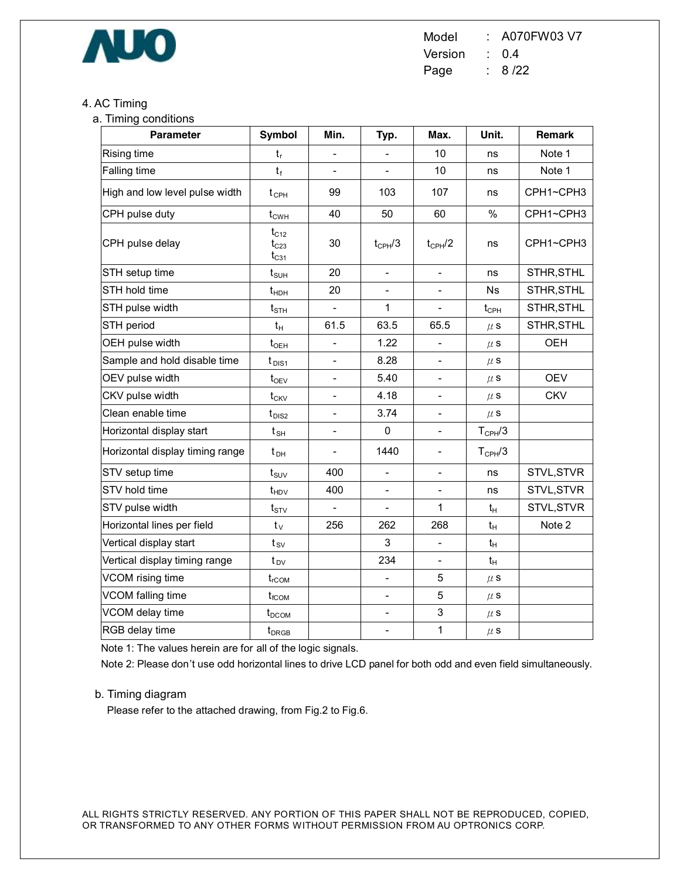## 4. AC Timing

### a. Timing conditions

| Parameter | Symbol | Min. | Typ. | Max. | Unit. | Remark |
|---|---|---|---|---|---|---|
| Rising time | $t_r$ | - | - | 10 | ns | Note 1 |
| Falling time | $t_f$ | - | - | 10 | ns | Note 1 |
| High and low level pulse width | $t_{CPH}$ | 99 | 103 | 107 | ns | CPH1~CPH3 |
| CPH pulse duty | $t_{CWH}$ | 40 | 50 | 60 | % | CPH1~CPH3 |
| CPH pulse delay | $t_{C12}$ $t_{C23}$ $t_{C31}$ | 30 | $t_{CPH}/3$ | $t_{CPH}/2$ | ns | CPH1~CPH3 |
| STH setup time | $t_{SUH}$ | 20 | - | - | ns | STHR,STHL |
| STH hold time | $t_{HDH}$ | 20 | - | - | Ns | STHR,STHL |
| STH pulse width | $t_{STH}$ | - | 1 | - | $t_{CPH}$ | STHR,STHL |
| STH period | $t_H$ | 61.5 | 63.5 | 65.5 | $\mu$s | STHR,STHL |
| OEH pulse width | $t_{OEH}$ | - | 1.22 | - | $\mu$s | OEH |
| Sample and hold disable time | $t_{DIS1}$ | - | 8.28 | - | $\mu$s | |
| OEV pulse width | $t_{OEV}$ | - | 5.40 | - | $\mu$s | OEV |
| CKV pulse width | $t_{CKV}$ | - | 4.18 | - | $\mu$s | CKV |
| Clean enable time | $t_{DIS2}$ | - | 3.74 | - | $\mu$s | |
| Horizontal display start | $t_{SH}$ | - | 0 | - | $T_{CPH}/3$ | |
| Horizontal display timing range | $t_{DH}$ | - | 1440 | - | $T_{CPH}/3$ | |
| STV setup time | $t_{SUV}$ | 400 | - | - | ns | STVL,STVR |
| STV hold time | $t_{HDV}$ | 400 | - | - | ns | STVL,STVR |
| STV pulse width | $t_{STV}$ | - | - | 1 | $t_H$ | STVL,STVR |
| Horizontal lines per field | $t_V$ | 256 | 262 | 268 | $t_H$ | Note 2 |
| Vertical display start | $t_{SV}$ | | 3 | - | $t_H$ | |
| Vertical display timing range | $t_{DV}$ | | 234 | - | $t_H$ | |
| VCOM rising time | $t_{rCOM}$ | | - | 5 | $\mu$s | |
| VCOM falling time | $t_{fCOM}$ | | - | 5 | $\mu$s | |
| VCOM delay time | $t_{DCOM}$ | | - | 3 | $\mu$s | |
| RGB delay time | $t_{DRGB}$ | | - | 1 | $\mu$s | |

Note 1: The values herein are for all of the logic signals.

Note 2: Please don't use odd horizontal lines to drive LCD panel for both odd and even field simultaneously.

### b. Timing diagram

Please refer to the attached drawing, from Fig.2 to Fig.6.

ALL RIGHTS STRICTLY RESERVED. ANY PORTION OF THIS PAPER SHALL NOT BE REPRODUCED, COPIED, OR TRANSFORMED TO ANY OTHER FORMS WITHOUT PERMISSION FROM AU OPTRONICS CORP.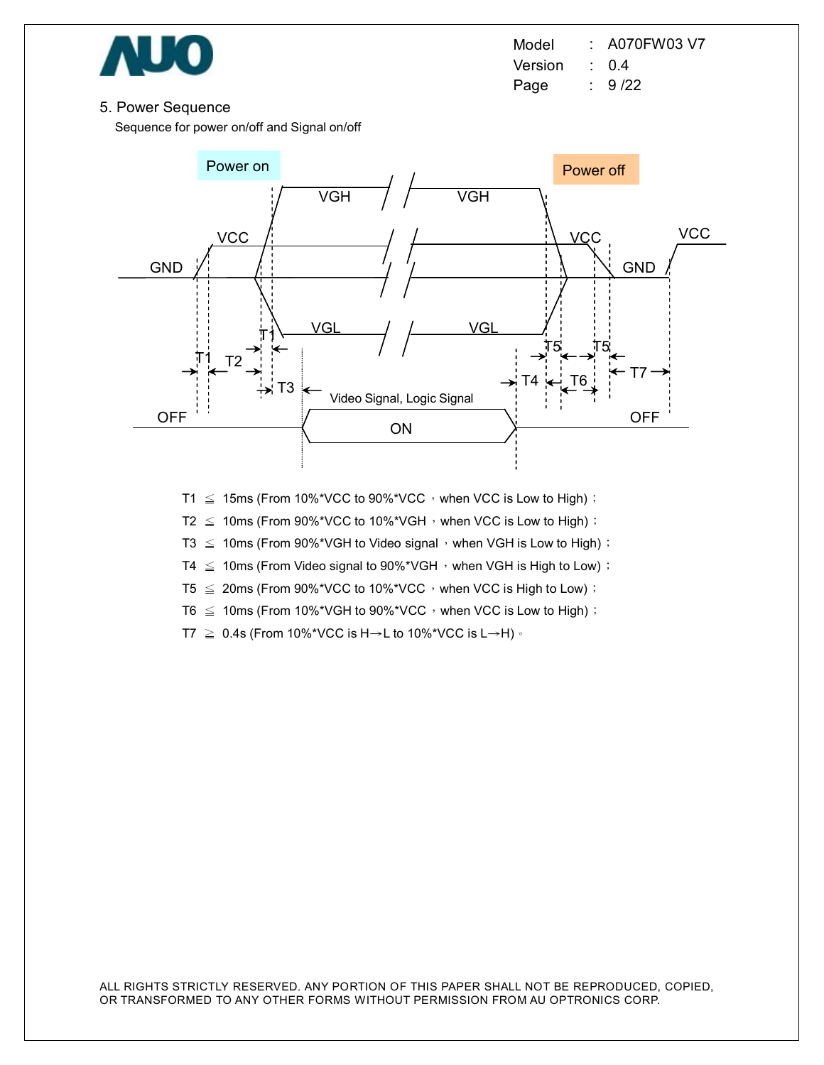## 5. Power Sequence

Sequence for power on/off and Signal on/off

T1 ≦ 15ms (From 10%*VCC to 90%*VCC，when VCC is Low to High)；

T2 ≦ 10ms (From 90%*VCC to 10%*VGH，when VCC is Low to High)；

T3 ≦ 10ms (From 90%*VGH to Video signal，when VGH is Low to High)；

T4 ≦ 10ms (From Video signal to 90%*VGH，when VGH is High to Low)；

T5 ≦ 20ms (From 90%*VCC to 10%*VCC，when VCC is High to Low)；

T6 ≦ 10ms (From 10%*VGH to 90%*VCC，when VCC is Low to High)；

T7 ≧ 0.4s (From 10%*VCC is H→L to 10%*VCC is L→H)。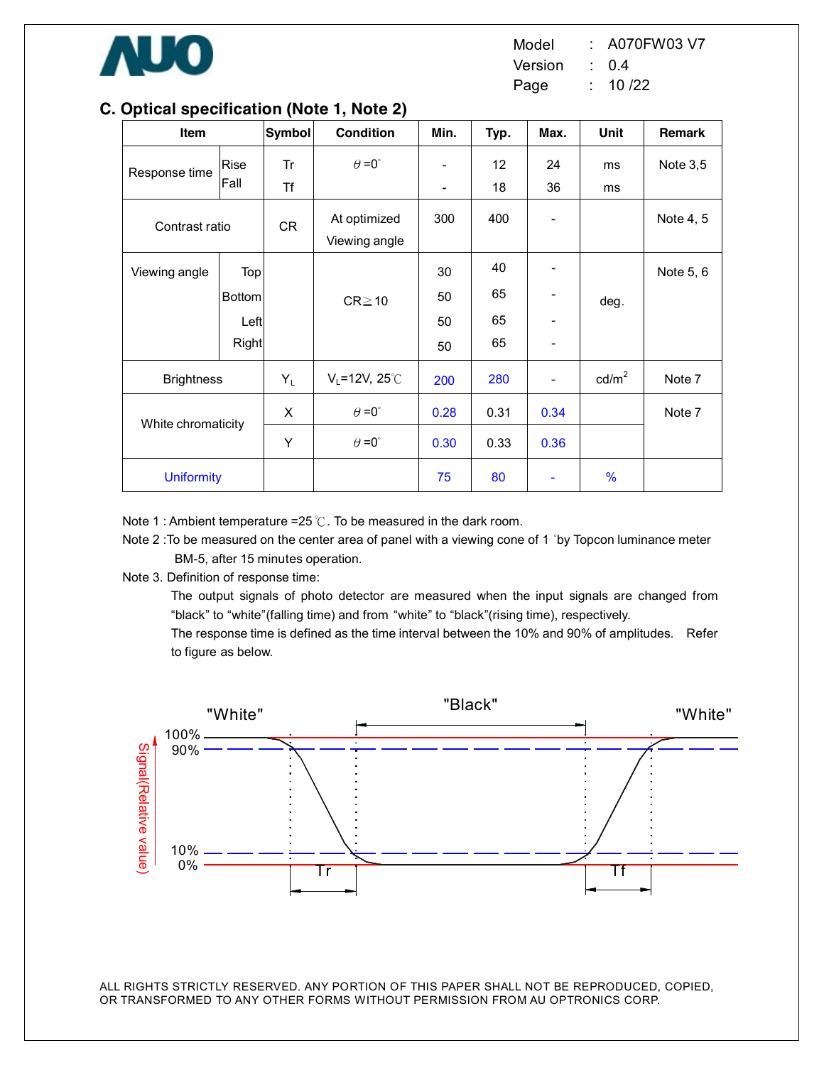## C. Optical specification (Note 1, Note 2)

| Item | | Symbol | Condition | Min. | Typ. | Max. | Unit | Remark |
|---|---|---|---|---|---|---|---|---|
| Response time | Rise | Tr | $\theta$ =0° | - | 12 | 24 | ms | Note 3,5 |
| | Fall | Tf | | - | 18 | 36 | ms | |
| Contrast ratio | | CR | At optimized Viewing angle | 300 | 400 | - | | Note 4, 5 |
| Viewing angle | Top | | CR≧10 | 30 | 40 | - | deg. | Note 5, 6 |
| | Bottom | | | 50 | 65 | - | | |
| | Left | | | 50 | 65 | - | | |
| | Right | | | 50 | 65 | - | | |
| Brightness | | $Y_L$ | $V_L$=12V, 25℃ | 200 | 280 | - | cd/m$^2$ | Note 7 |
| White chromaticity | | X | $\theta$ =0° | 0.28 | 0.31 | 0.34 | | Note 7 |
| | | Y | $\theta$ =0° | 0.30 | 0.33 | 0.36 | | |
| Uniformity | | | | 75 | 80 | - | % | |

Note 1 : Ambient temperature =25℃. To be measured in the dark room.

Note 2 :To be measured on the center area of panel with a viewing cone of 1 °by Topcon luminance meter BM-5, after 15 minutes operation.

Note 3. Definition of response time:

The output signals of photo detector are measured when the input signals are changed from "black" to "white"(falling time) and from "white" to "black"(rising time), respectively.

The response time is defined as the time interval between the 10% and 90% of amplitudes. Refer to figure as below.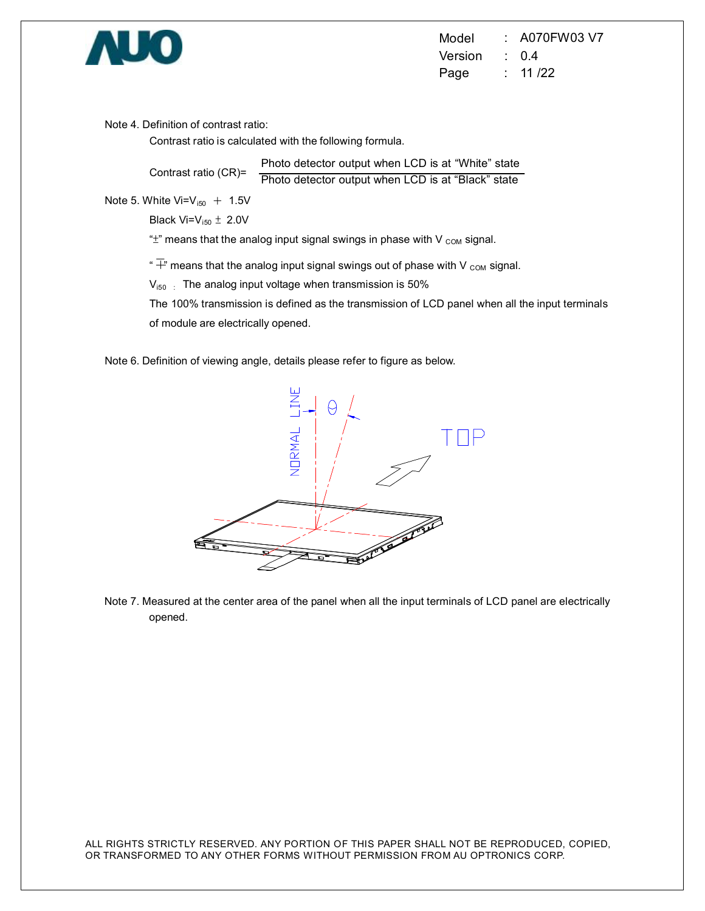Note 4. Definition of contrast ratio:

Contrast ratio is calculated with the following formula.

$$\text{Contrast ratio (CR)} = \frac{\text{Photo detector output when LCD is at "White" state}}{\text{Photo detector output when LCD is at "Black" state}}$$

Note 5. White $V_i = V_{i50} + 1.5V$

Black $V_i = V_{i50} \pm 2.0V$

"$\pm$" means that the analog input signal swings in phase with $V_{COM}$ signal.

"$\mp$" means that the analog input signal swings out of phase with $V_{COM}$ signal.

$V_{i50}$ : The analog input voltage when transmission is 50%

The 100% transmission is defined as the transmission of LCD panel when all the input terminals of module are electrically opened.

Note 6. Definition of viewing angle, details please refer to figure as below.

Note 7. Measured at the center area of the panel when all the input terminals of LCD panel are electrically opened.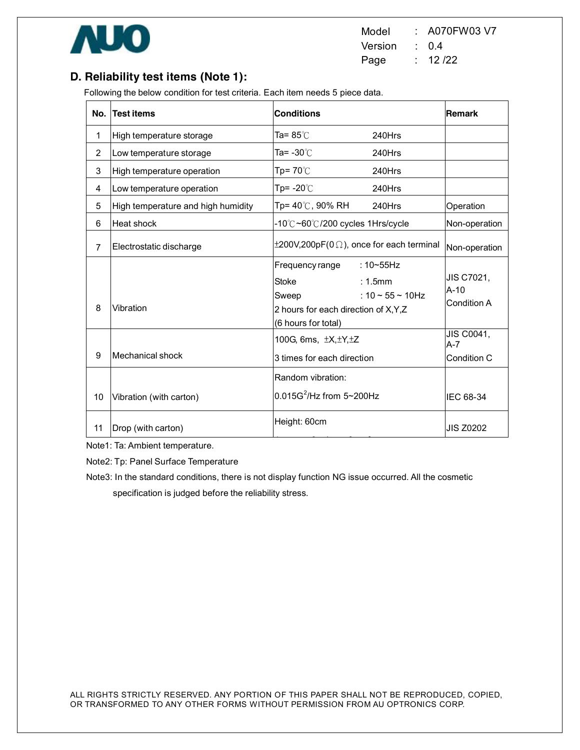## D. Reliability test items (Note 1):

Following the below condition for test criteria. Each item needs 5 piece data.

| No. | Test items | Conditions | Remark |
|---|---|---|---|
| 1 | High temperature storage | Ta= 85℃ 240Hrs | |
| 2 | Low temperature storage | Ta= -30℃ 240Hrs | |
| 3 | High temperature operation | Tp= 70℃ 240Hrs | |
| 4 | Low temperature operation | Tp= -20℃ 240Hrs | |
| 5 | High temperature and high humidity | Tp= 40℃, 90% RH 240Hrs | Operation |
| 6 | Heat shock | -10℃~60℃/200 cycles 1Hrs/cycle | Non-operation |
| 7 | Electrostatic discharge | ±200V,200pF(0Ω), once for each terminal | Non-operation |
| 8 | Vibration | Frequency range : 10~55Hz<br>Stoke : 1.5mm<br>Sweep : 10 ~ 55 ~ 10Hz<br>2 hours for each direction of X,Y,Z<br>(6 hours for total) | JIS C7021, A-10<br>Condition A |
| 9 | Mechanical shock | 100G, 6ms, ±X,±Y,±Z<br>3 times for each direction | JIS C0041, A-7<br>Condition C |
| 10 | Vibration (with carton) | Random vibration:<br>$0.015G^2/Hz$ from 5~200Hz | IEC 68-34 |
| 11 | Drop (with carton) | Height: 60cm | JIS Z0202 |

Note1: Ta: Ambient temperature.

Note2: Tp: Panel Surface Temperature

Note3: In the standard conditions, there is not display function NG issue occurred. All the cosmetic specification is judged before the reliability stress.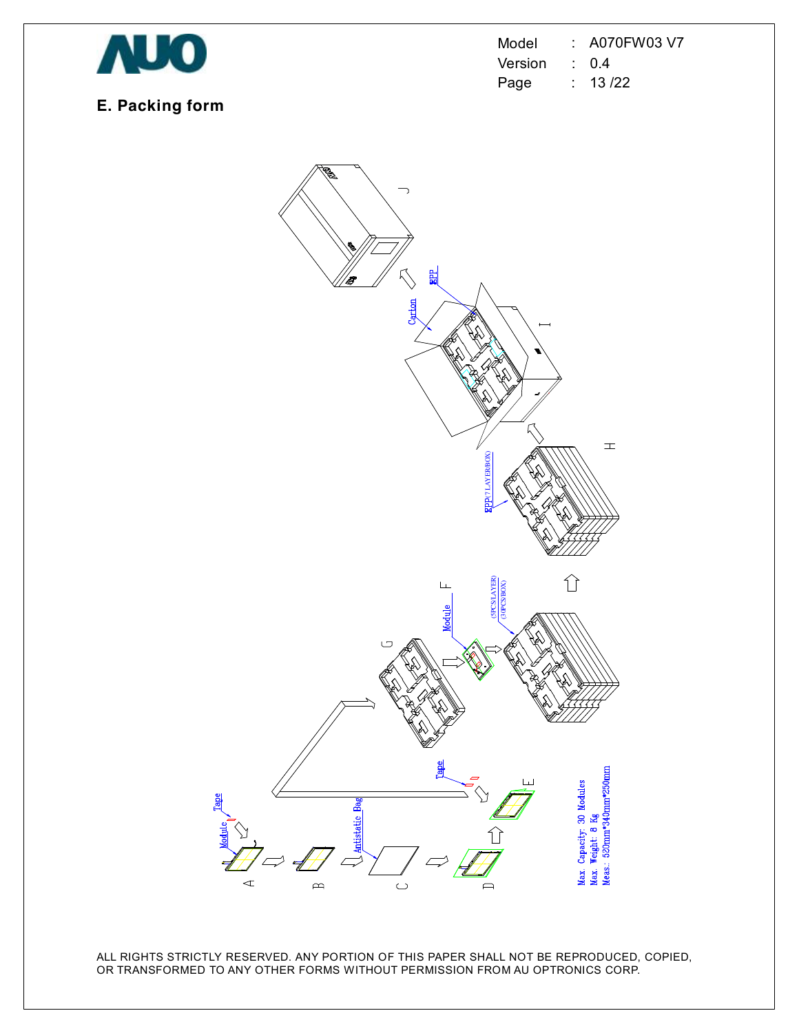## E. Packing form

Max. Capacity: 30 Modules
Max. Weight: 8 Kg
Meas.: 520mm*340mm*250mm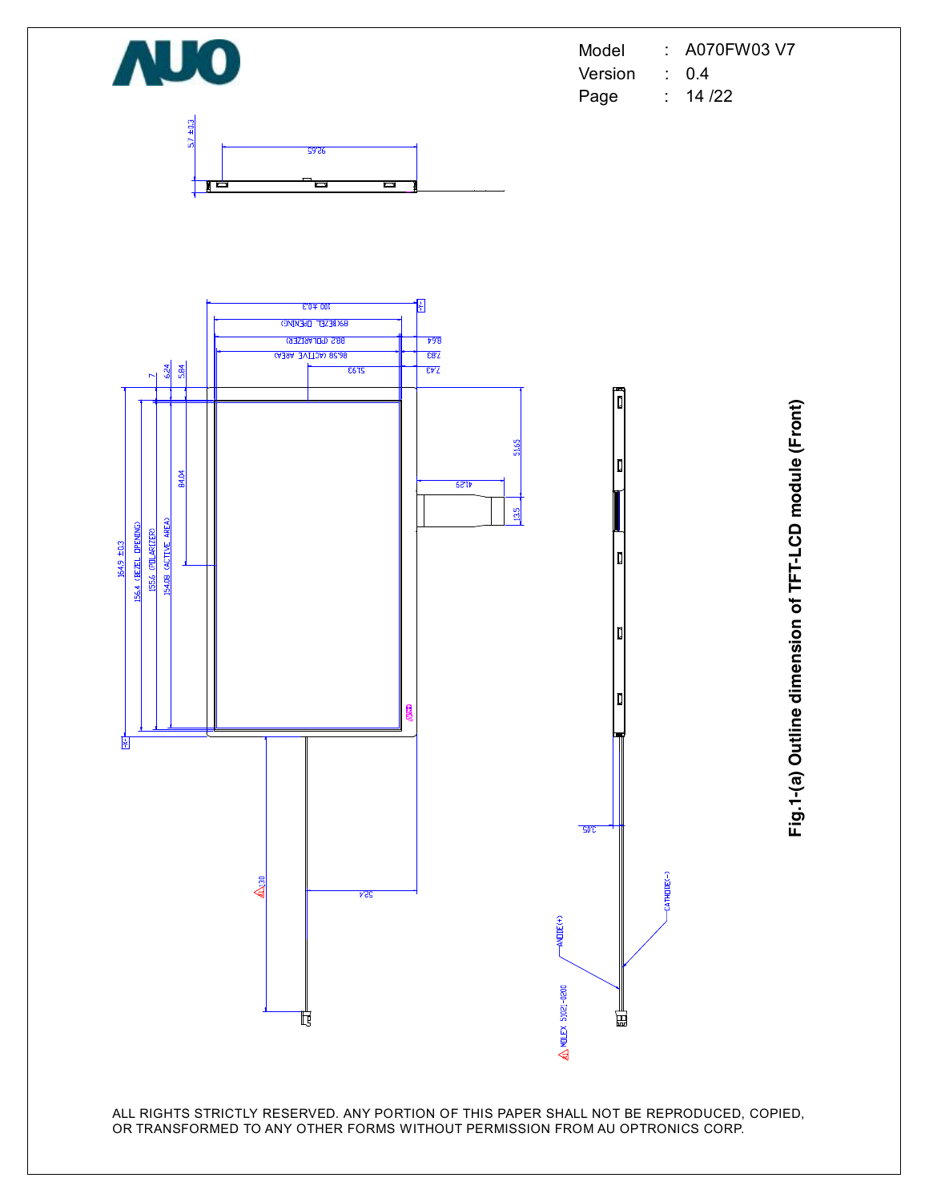Fig.1-(a) Outline dimension of TFT-LCD module (Front)

ALL RIGHTS STRICTLY RESERVED. ANY PORTION OF THIS PAPER SHALL NOT BE REPRODUCED, COPIED, OR TRANSFORMED TO ANY OTHER FORMS WITHOUT PERMISSION FROM AU OPTRONICS CORP.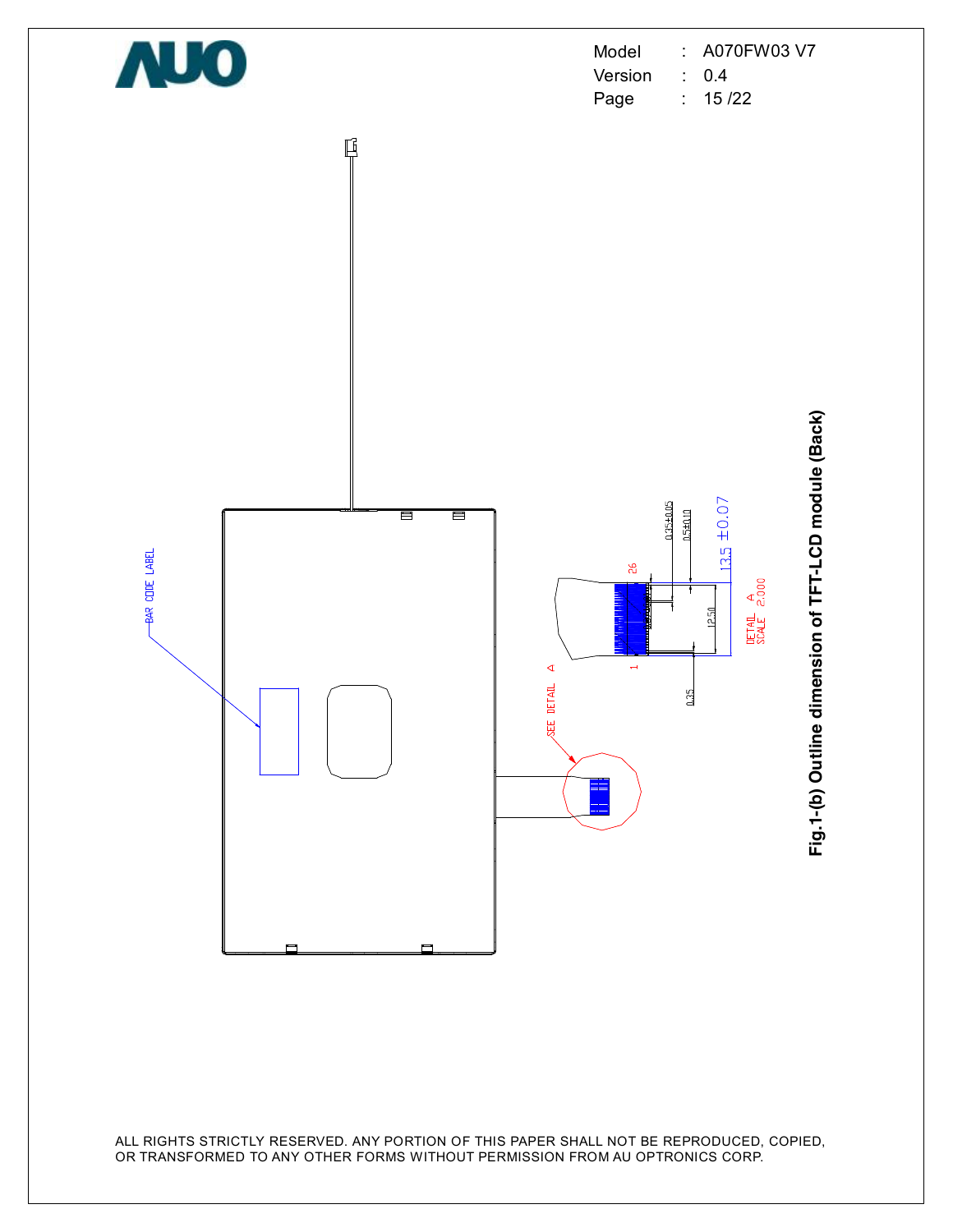BAR CODE LABEL

SEE DETAIL A

26

1

0.35±0.05

0.5±0.10

13.5 ±0.07

12.50

0.35

DETAIL A
SCALE 2.000

**Fig.1-(b) Outline dimension of TFT-LCD module (Back)**

ALL RIGHTS STRICTLY RESERVED. ANY PORTION OF THIS PAPER SHALL NOT BE REPRODUCED, COPIED, OR TRANSFORMED TO ANY OTHER FORMS WITHOUT PERMISSION FROM AU OPTRONICS CORP.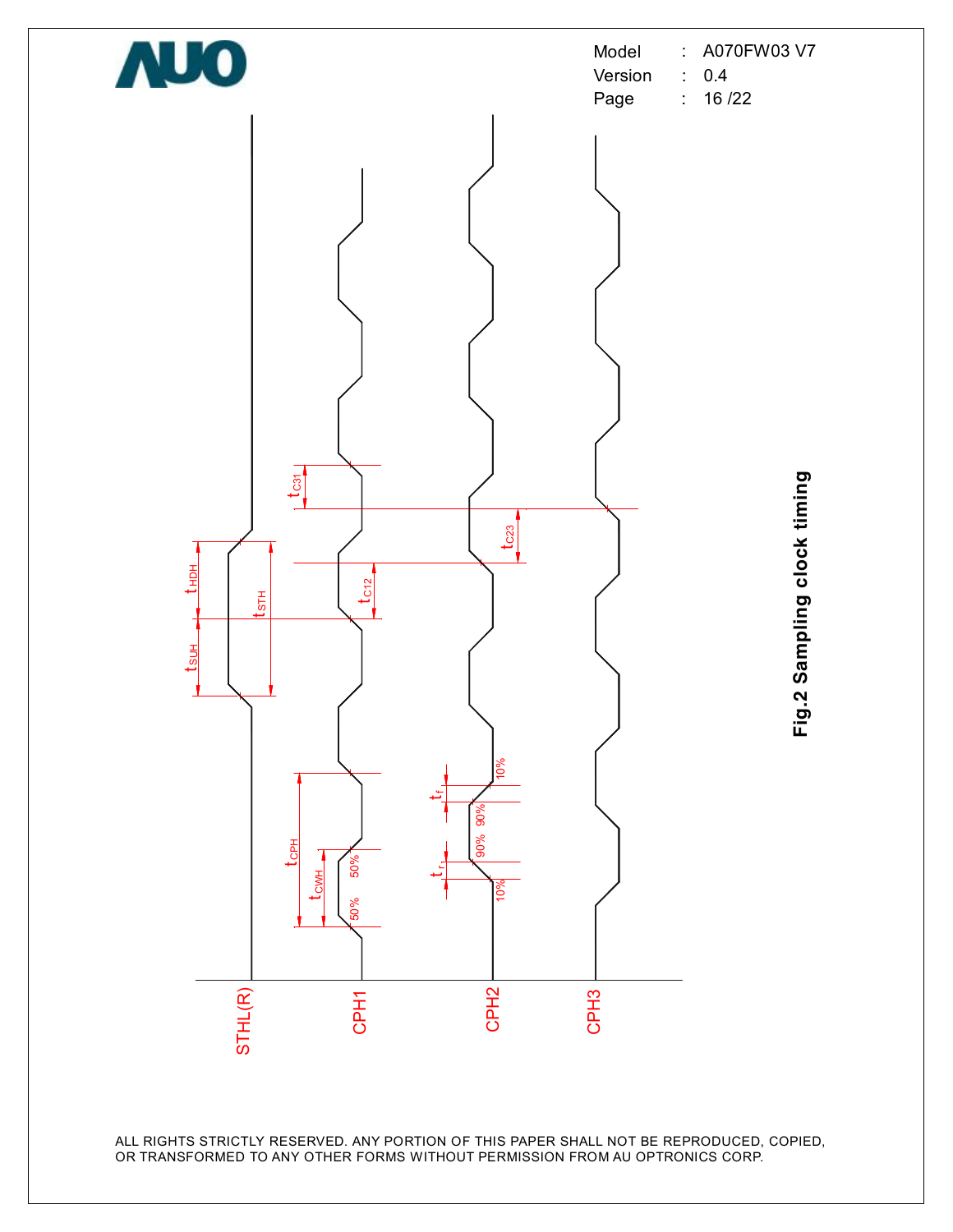STHL(R)

CPH1

CPH2

CPH3

$t_{HDH}$ $t_{SUH}$ $t_{STH}$ $t_{C12}$ $t_{C31}$ $t_{C23}$ $t_{CPH}$ $t_{CWH}$ $t_f$ $t_r$

50% 50% 10% 90% 90% 10%

**Fig.2 Sampling clock timing**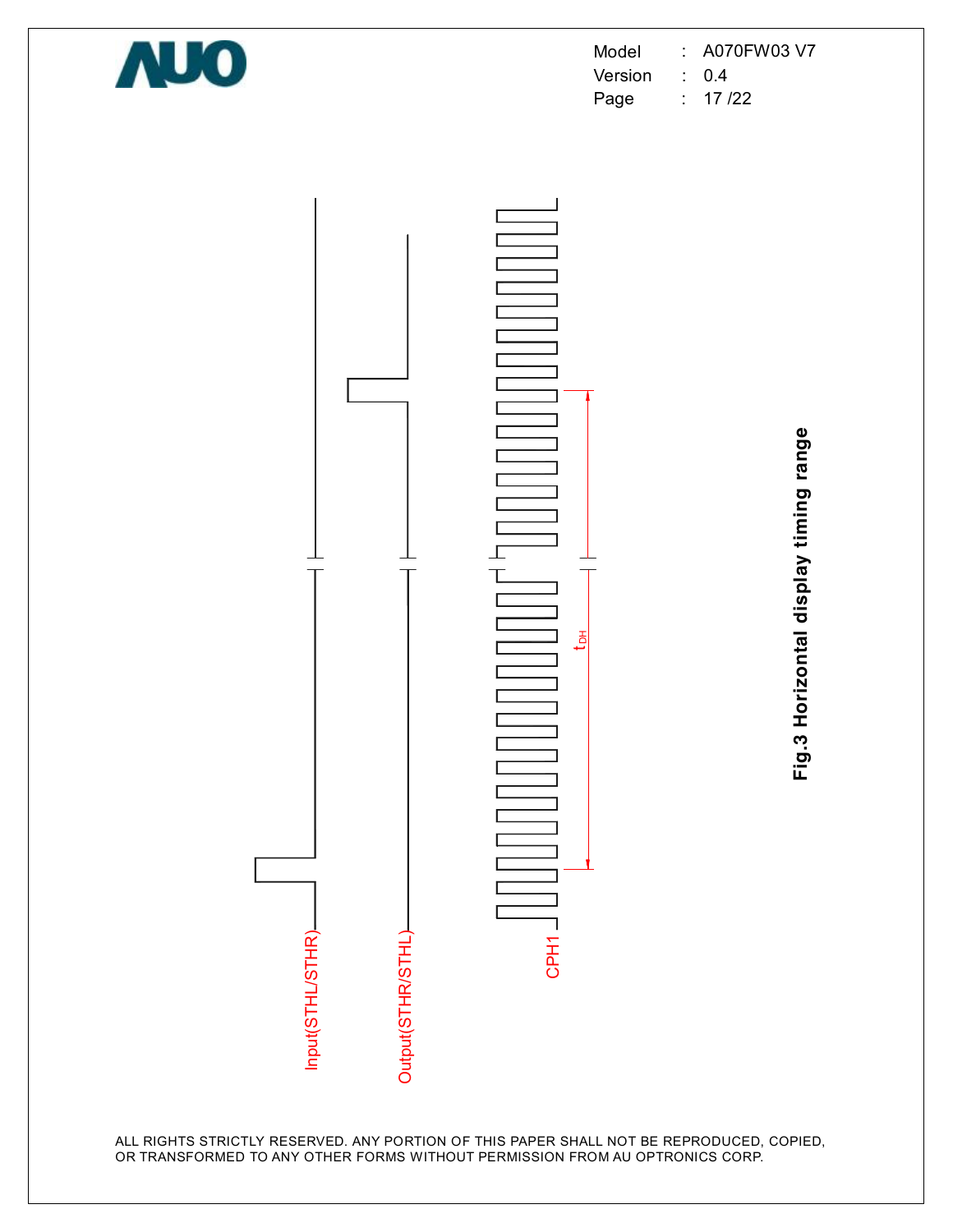Input(STHL/STHR)

Output(STHR/STHL)

CPH1

$t_{DH}$

**Fig.3 Horizontal display timing range**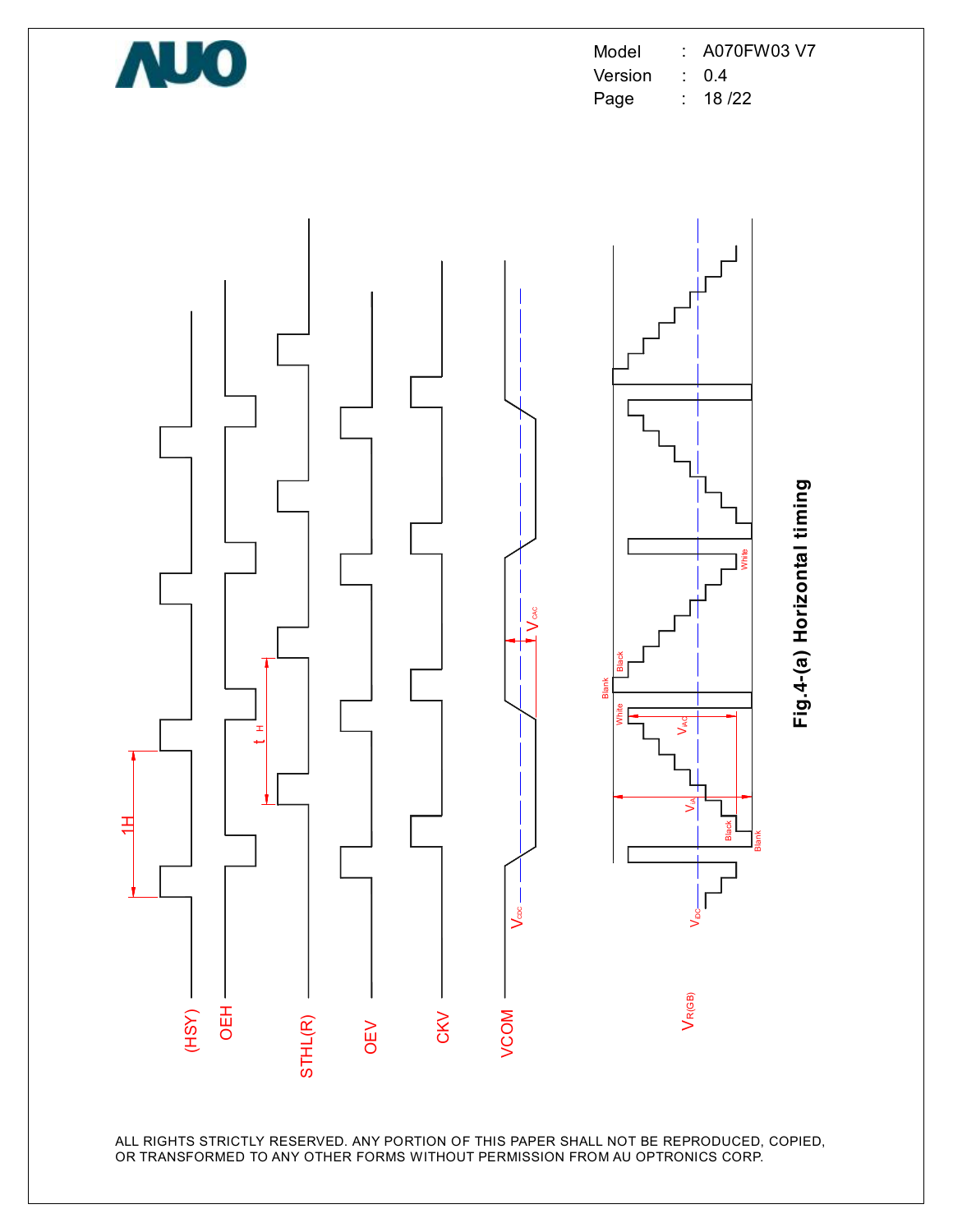(HSY)

OEH

STHL(R)

OEV

CKV

VCOM

$V_{R(GB)}$

1H

$t_H$

$V_{CAC}$

$V_{CDC}$

$V_{IDC}$

$V_{IAC}$

$V_{IA}$

White

Black

Blank

**Fig.4-(a) Horizontal timing**

ALL RIGHTS STRICTLY RESERVED. ANY PORTION OF THIS PAPER SHALL NOT BE REPRODUCED, COPIED, OR TRANSFORMED TO ANY OTHER FORMS WITHOUT PERMISSION FROM AU OPTRONICS CORP.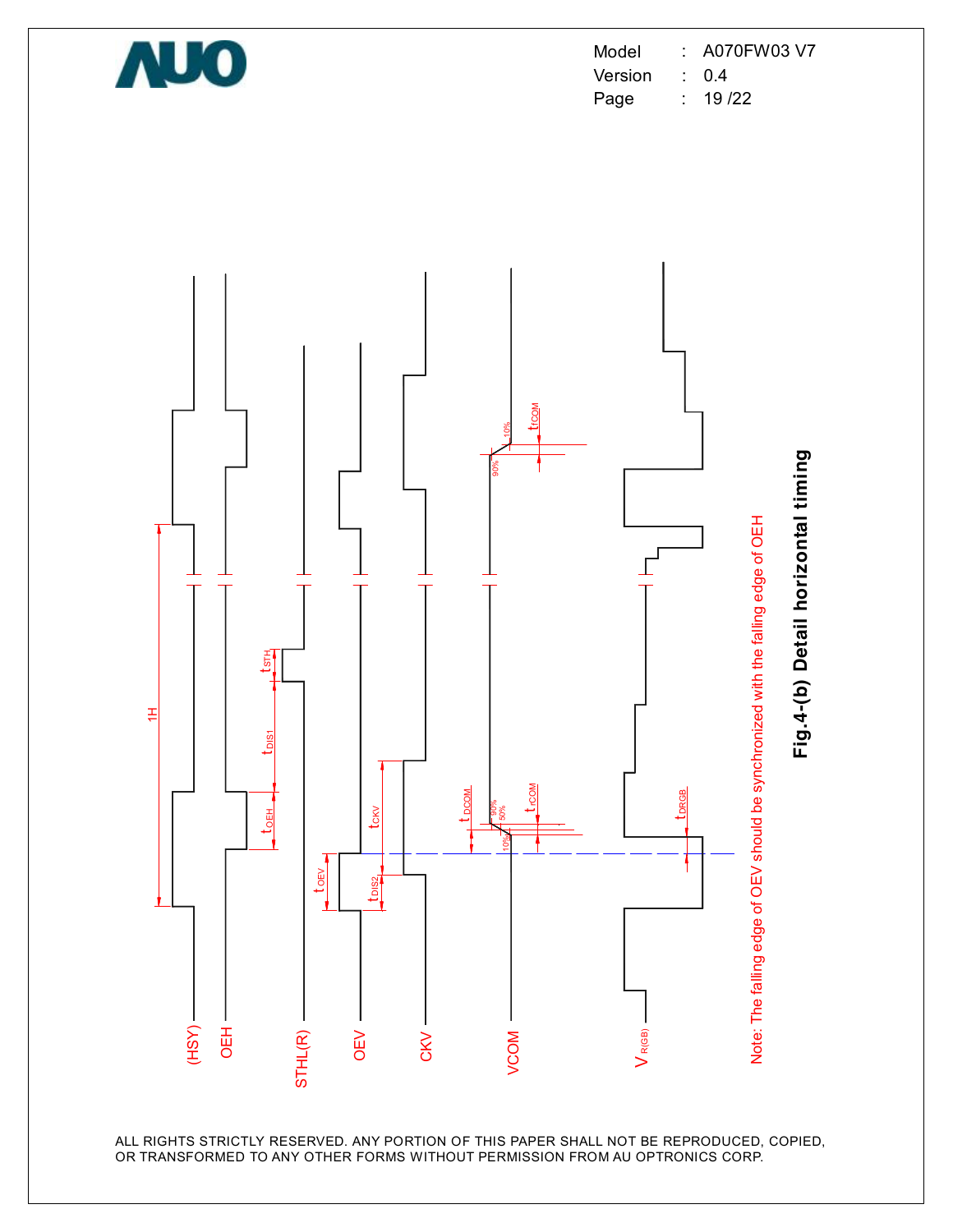(HSY)

OEH

STHL(R)

OEV

CKV

VCOM

$V_{R(GB)}$

1H

$t_{OEH}$

$t_{DIS1}$

$t_{STH}$

$t_{OEV}$

$t_{DIS2}$

$t_{CKV}$

$t_{DCOM}$

$t_{rCOM}$

$t_{fCOM}$

$t_{DRGB}$

10%

50%

90%

Note: The falling edge of OEV should be synchronized with the falling edge of OEH

**Fig.4-(b) Detail horizontal timing**

ALL RIGHTS STRICTLY RESERVED. ANY PORTION OF THIS PAPER SHALL NOT BE REPRODUCED, COPIED, OR TRANSFORMED TO ANY OTHER FORMS WITHOUT PERMISSION FROM AU OPTRONICS CORP.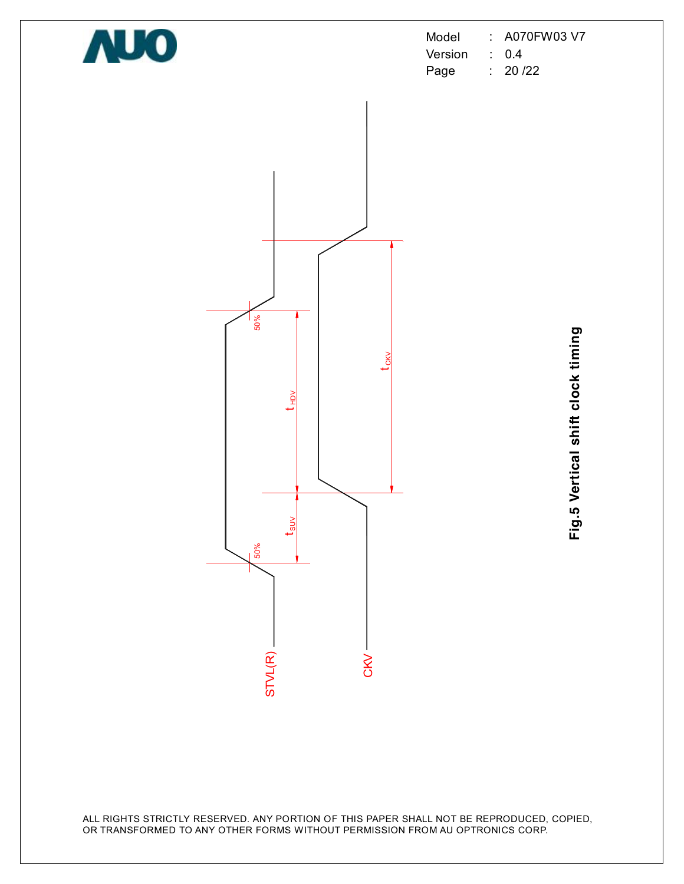STVL(R)

CKV

50%

50%

$t_{HDV}$

$t_{SUV}$

$t_{CKV}$

**Fig.5 Vertical shift clock timing**

ALL RIGHTS STRICTLY RESERVED. ANY PORTION OF THIS PAPER SHALL NOT BE REPRODUCED, COPIED, OR TRANSFORMED TO ANY OTHER FORMS WITHOUT PERMISSION FROM AU OPTRONICS CORP.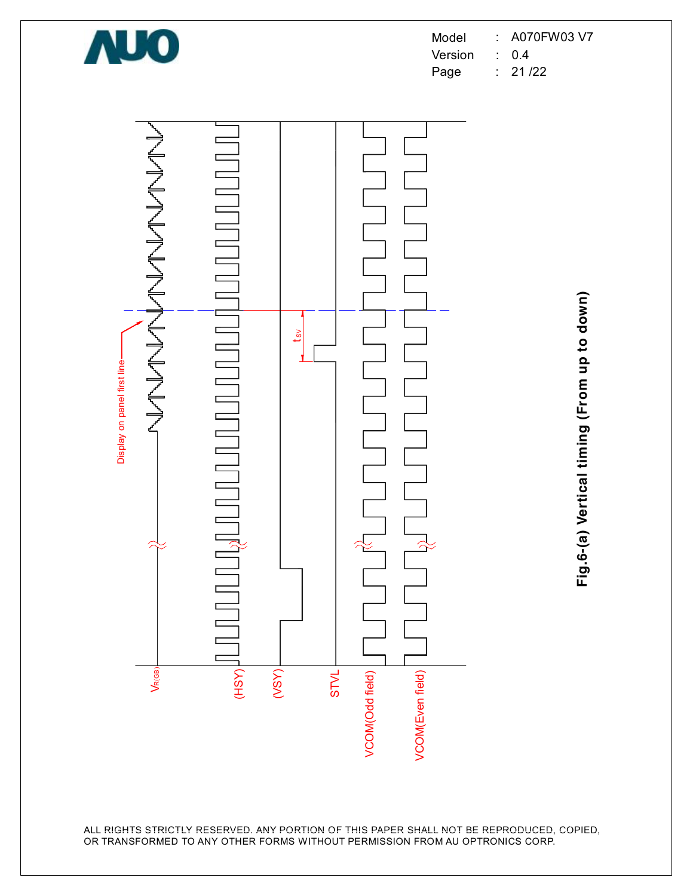Display on panel first line

$t_{SV}$

$V_{R(GB)}$

(HSY)

(VSY)

STVL

VCOM(Odd field)

VCOM(Even field)

**Fig.6-(a) Vertical timing (From up to down)**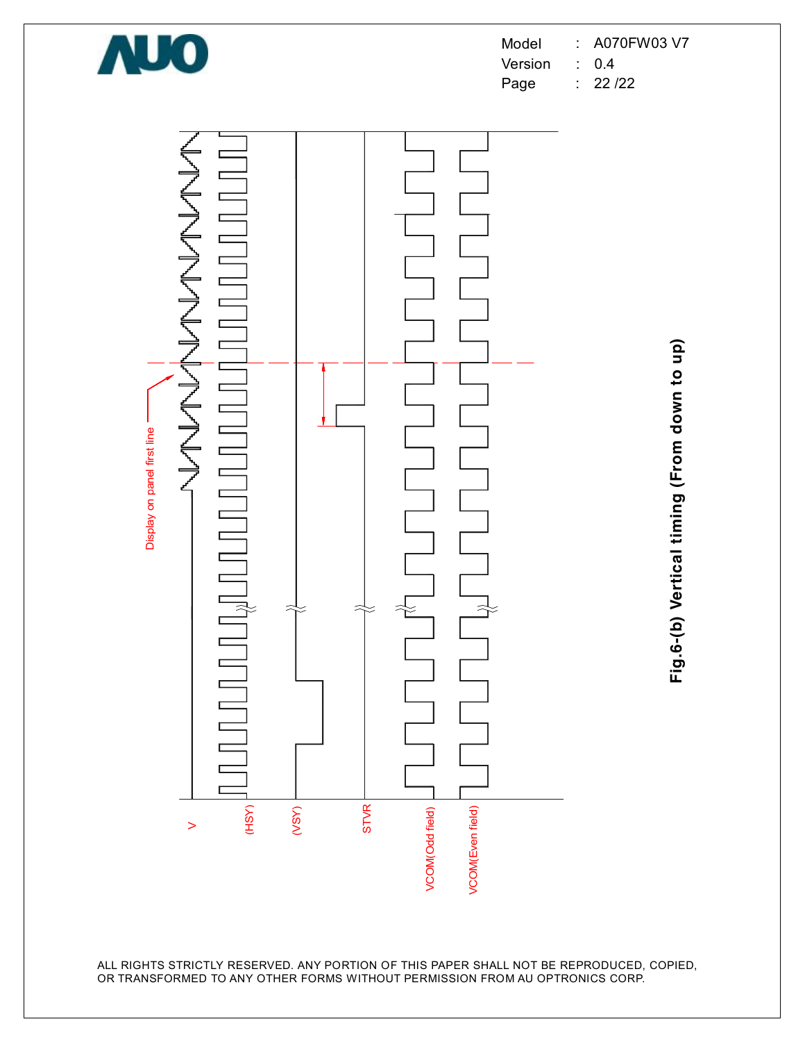Display on panel first line

V

(HSY)

(VSY)

STVR

VCOM(Odd field)

VCOM(Even field)

**Fig.6-(b) Vertical timing (From down to up)**

ALL RIGHTS STRICTLY RESERVED. ANY PORTION OF THIS PAPER SHALL NOT BE REPRODUCED, COPIED, OR TRANSFORMED TO ANY OTHER FORMS WITHOUT PERMISSION FROM AU OPTRONICS CORP.